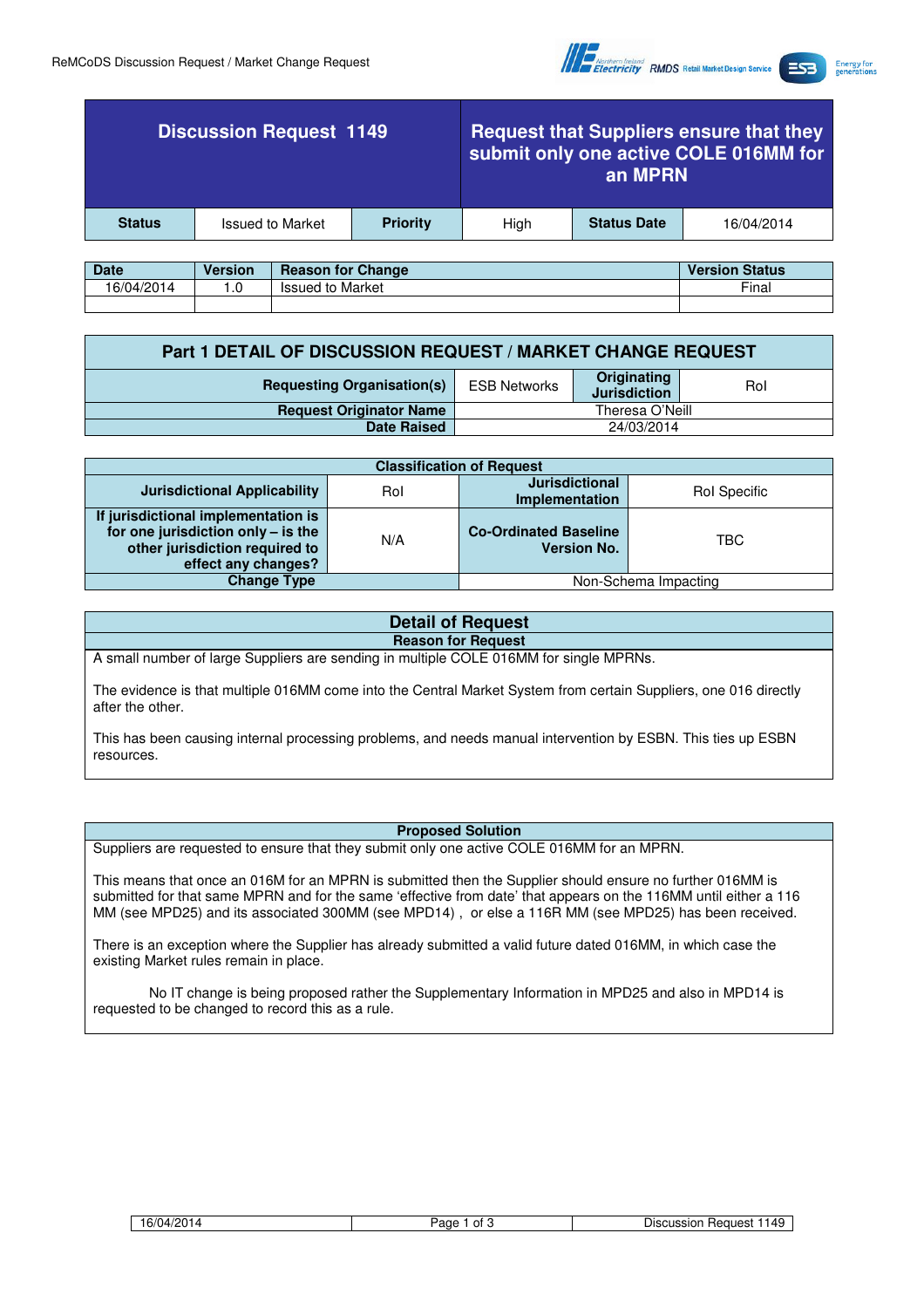| Discussion Request 1149 | | Request that Suppliers ensure that they submit only one active COLE 016MM for an MPRN | | | |
|---|---|---|---|---|---|
| **Status** | Issued to Market | **Priority** | High | **Status Date** | 16/04/2014 |

| Date | Version | Reason for Change | Version Status |
|---|---|---|---|
| 16/04/2014 | 1.0 | Issued to Market | Final |
| | | | |

## Part 1 DETAIL OF DISCUSSION REQUEST / MARKET CHANGE REQUEST

| | | | |
|---|---|---|---|
| **Requesting Organisation(s)** | ESB Networks | **Originating Jurisdiction** | RoI |
| **Request Originator Name** | Theresa O'Neill | | |
| **Date Raised** | 24/03/2014 | | |

| Classification of Request | | | |
|---|---|---|---|
| **Jurisdictional Applicability** | RoI | **Jurisdictional Implementation** | RoI Specific |
| **If jurisdictional implementation is for one jurisdiction only – is the other jurisdiction required to effect any changes?** | N/A | **Co-Ordinated Baseline Version No.** | TBC |
| **Change Type** | | Non-Schema Impacting | |

## Detail of Request

### Reason for Request

A small number of large Suppliers are sending in multiple COLE 016MM for single MPRNs.

The evidence is that multiple 016MM come into the Central Market System from certain Suppliers, one 016 directly after the other.

This has been causing internal processing problems, and needs manual intervention by ESBN. This ties up ESBN resources.

### Proposed Solution

Suppliers are requested to ensure that they submit only one active COLE 016MM for an MPRN.

This means that once an 016M for an MPRN is submitted then the Supplier should ensure no further 016MM is submitted for that same MPRN and for the same 'effective from date' that appears on the 116MM until either a 116 MM (see MPD25) and its associated 300MM (see MPD14) , or else a 116R MM (see MPD25) has been received.

There is an exception where the Supplier has already submitted a valid future dated 016MM, in which case the existing Market rules remain in place.

No IT change is being proposed rather the Supplementary Information in MPD25 and also in MPD14 is requested to be changed to record this as a rule.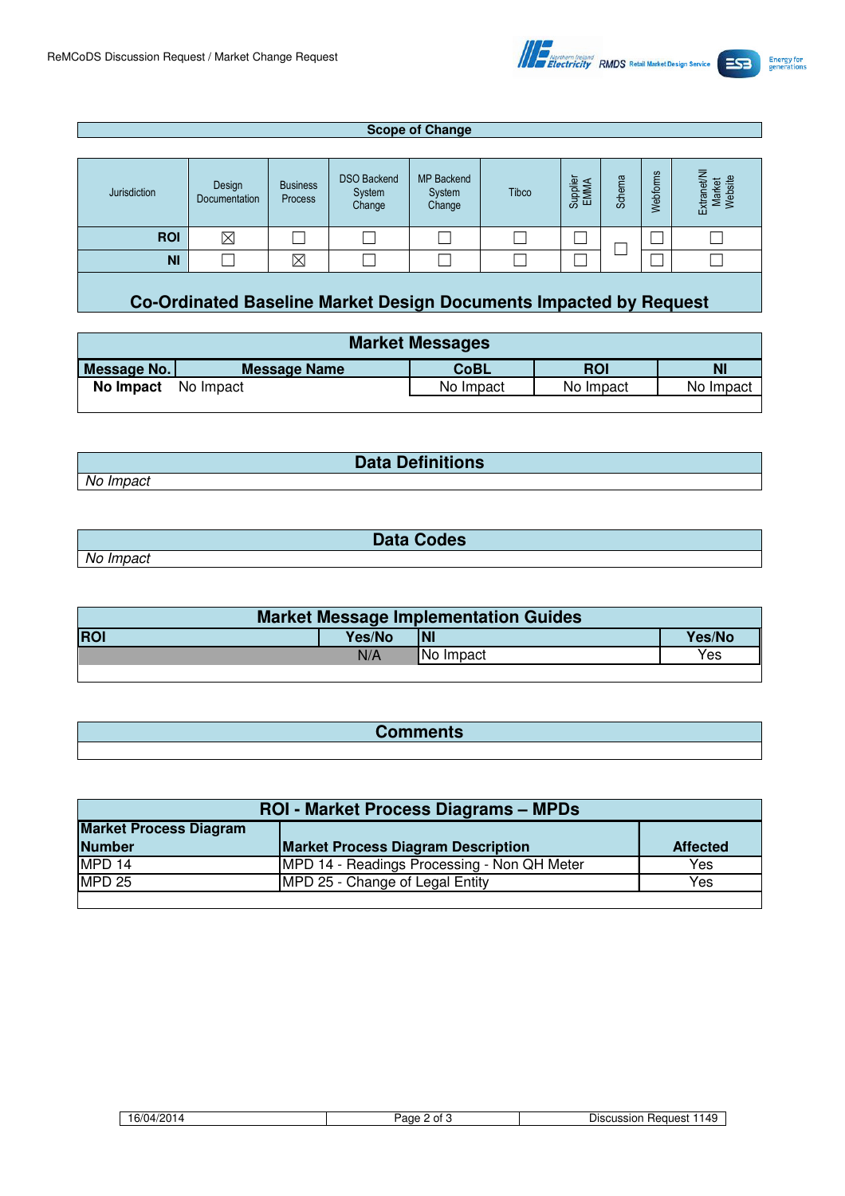## Scope of Change

| Jurisdiction | Design Documentation | Business Process | DSO Backend System Change | MP Backend System Change | Tibco | Supplier EMMA | Schema | Webforms | Extranet/NI Market Website |
|---|---|---|---|---|---|---|---|---|---|
| ROI | ☒ | ☐ | ☐ | ☐ | ☐ | ☐ | ☐ | ☐ | ☐ |
| NI | ☐ | ☒ | ☐ | ☐ | ☐ | ☐ | | ☐ | ☐ |

## Co-Ordinated Baseline Market Design Documents Impacted by Request

### Market Messages

| Message No. | Message Name | CoBL | ROI | NI |
|---|---|---|---|---|
| **No Impact** | No Impact | No Impact | No Impact | No Impact |

### Data Definitions

*No Impact*

### Data Codes

*No Impact*

### Market Message Implementation Guides

| ROI | Yes/No | NI | Yes/No |
|---|---|---|---|
| | N/A | No Impact | Yes |

### Comments

### ROI - Market Process Diagrams – MPDs

| Market Process Diagram Number | Market Process Diagram Description | Affected |
|---|---|---|
| MPD 14 | MPD 14 - Readings Processing - Non QH Meter | Yes |
| MPD 25 | MPD 25 - Change of Legal Entity | Yes |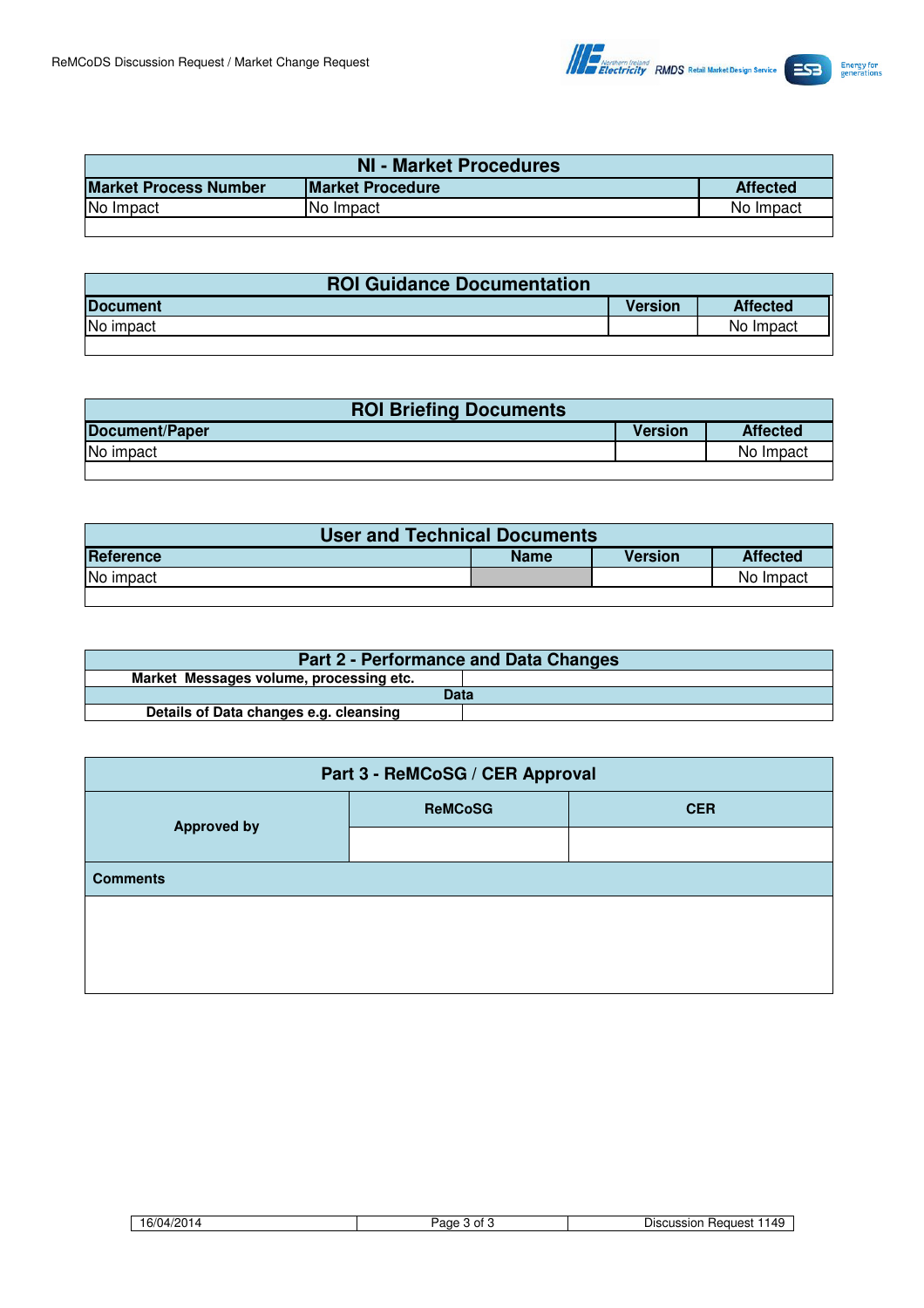| NI - Market Procedures | | |
|---|---|---|
| **Market Process Number** | **Market Procedure** | **Affected** |
| No Impact | No Impact | No Impact |
| | | |

| ROI Guidance Documentation | | |
|---|---|---|
| **Document** | **Version** | **Affected** |
| No impact | | No Impact |
| | | |

| ROI Briefing Documents | | |
|---|---|---|
| **Document/Paper** | **Version** | **Affected** |
| No impact | | No Impact |
| | | |

| User and Technical Documents | | | |
|---|---|---|---|
| **Reference** | **Name** | **Version** | **Affected** |
| No impact | | | No Impact |
| | | | |

| Part 2 - Performance and Data Changes | |
|---|---|
| **Market Messages volume, processing etc.** | |
| **Data** | |
| **Details of Data changes e.g. cleansing** | |

| Part 3 - ReMCoSG / CER Approval | | |
|---|---|---|
| **Approved by** | **ReMCoSG** | **CER** |
| | | |
| **Comments** | | |
| | | |